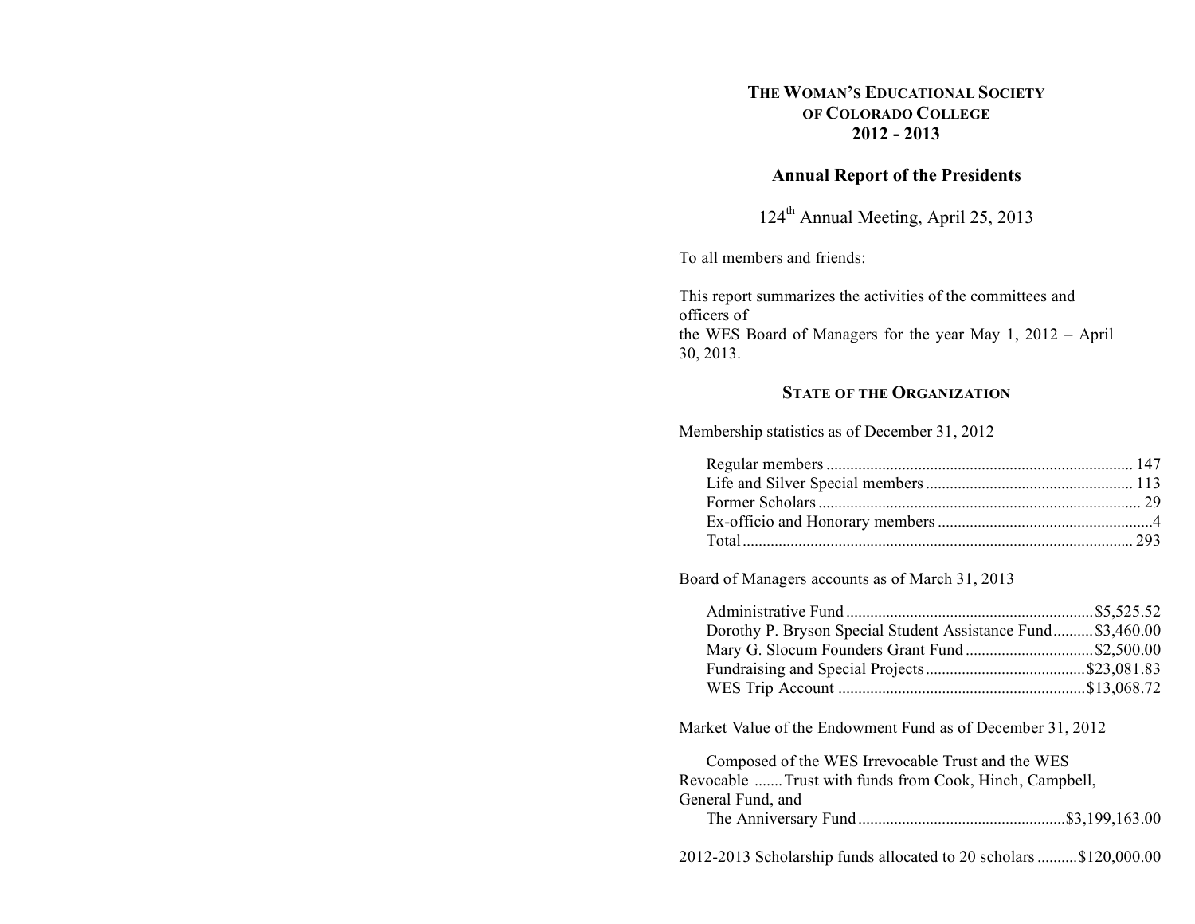# THE WOMAN'S EDUCATIONAL SOCIETY OF COLORADO COLLEGE 2012 - 2013

## Annual Report of the Presidents

124th Annual Meeting, April 25, 2013

To all members and friends:

This report summarizes the activities of the committees and officers of the WES Board of Managers for the year May 1, 2012 – April 30, 2013.

### STATE OF THE ORGANIZATION

Membership statistics as of December 31, 2012

| | |
|---|---|
| Regular members | 147 |
| Life and Silver Special members | 113 |
| Former Scholars | 29 |
| Ex-officio and Honorary members | 4 |
| Total | 293 |

Board of Managers accounts as of March 31, 2013

| | |
|---|---|
| Administrative Fund | $5,525.52 |
| Dorothy P. Bryson Special Student Assistance Fund | $3,460.00 |
| Mary G. Slocum Founders Grant Fund | $2,500.00 |
| Fundraising and Special Projects | $23,081.83 |
| WES Trip Account | $13,068.72 |

Market Value of the Endowment Fund as of December 31, 2012

Composed of the WES Irrevocable Trust and the WES Revocable Trust with funds from Cook, Hinch, Campbell, General Fund, and The Anniversary Fund ....... $3,199,163.00

2012-2013 Scholarship funds allocated to 20 scholars ....... $120,000.00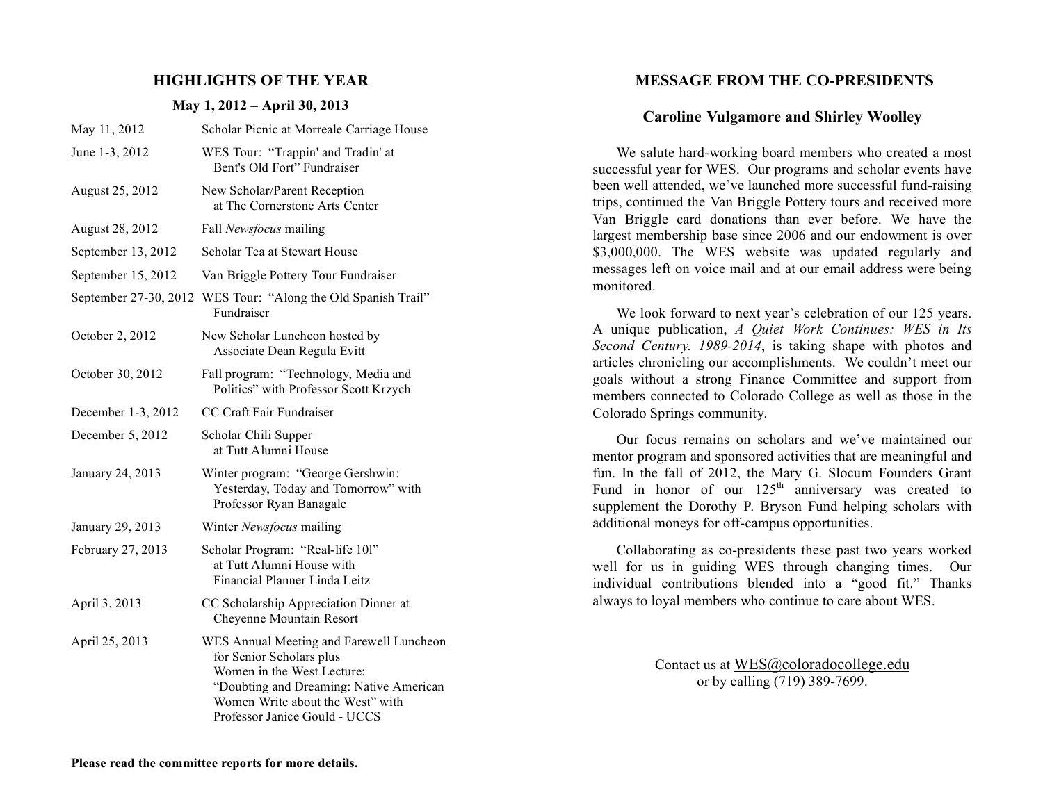## HIGHLIGHTS OF THE YEAR

### May 1, 2012 – April 30, 2013

| | |
|---|---|
| May 11, 2012 | Scholar Picnic at Morreale Carriage House |
| June 1-3, 2012 | WES Tour: "Trappin' and Tradin' at Bent's Old Fort" Fundraiser |
| August 25, 2012 | New Scholar/Parent Reception at The Cornerstone Arts Center |
| August 28, 2012 | Fall *Newsfocus* mailing |
| September 13, 2012 | Scholar Tea at Stewart House |
| September 15, 2012 | Van Briggle Pottery Tour Fundraiser |
| September 27-30, 2012 | WES Tour: "Along the Old Spanish Trail" Fundraiser |
| October 2, 2012 | New Scholar Luncheon hosted by Associate Dean Regula Evitt |
| October 30, 2012 | Fall program: "Technology, Media and Politics" with Professor Scott Krzych |
| December 1-3, 2012 | CC Craft Fair Fundraiser |
| December 5, 2012 | Scholar Chili Supper at Tutt Alumni House |
| January 24, 2013 | Winter program: "George Gershwin: Yesterday, Today and Tomorrow" with Professor Ryan Banagale |
| January 29, 2013 | Winter *Newsfocus* mailing |
| February 27, 2013 | Scholar Program: "Real-life 10l" at Tutt Alumni House with Financial Planner Linda Leitz |
| April 3, 2013 | CC Scholarship Appreciation Dinner at Cheyenne Mountain Resort |
| April 25, 2013 | WES Annual Meeting and Farewell Luncheon for Senior Scholars plus Women in the West Lecture: "Doubting and Dreaming: Native American Women Write about the West" with Professor Janice Gould - UCCS |

**Please read the committee reports for more details.**

## MESSAGE FROM THE CO-PRESIDENTS

### Caroline Vulgamore and Shirley Woolley

We salute hard-working board members who created a most successful year for WES. Our programs and scholar events have been well attended, we've launched more successful fund-raising trips, continued the Van Briggle Pottery tours and received more Van Briggle card donations than ever before. We have the largest membership base since 2006 and our endowment is over \$3,000,000. The WES website was updated regularly and messages left on voice mail and at our email address were being monitored.

We look forward to next year's celebration of our 125 years. A unique publication, *A Quiet Work Continues: WES in Its Second Century. 1989-2014*, is taking shape with photos and articles chronicling our accomplishments. We couldn't meet our goals without a strong Finance Committee and support from members connected to Colorado College as well as those in the Colorado Springs community.

Our focus remains on scholars and we've maintained our mentor program and sponsored activities that are meaningful and fun. In the fall of 2012, the Mary G. Slocum Founders Grant Fund in honor of our 125th anniversary was created to supplement the Dorothy P. Bryson Fund helping scholars with additional moneys for off-campus opportunities.

Collaborating as co-presidents these past two years worked well for us in guiding WES through changing times. Our individual contributions blended into a "good fit." Thanks always to loyal members who continue to care about WES.

Contact us at WES@coloradocollege.edu
or by calling (719) 389-7699.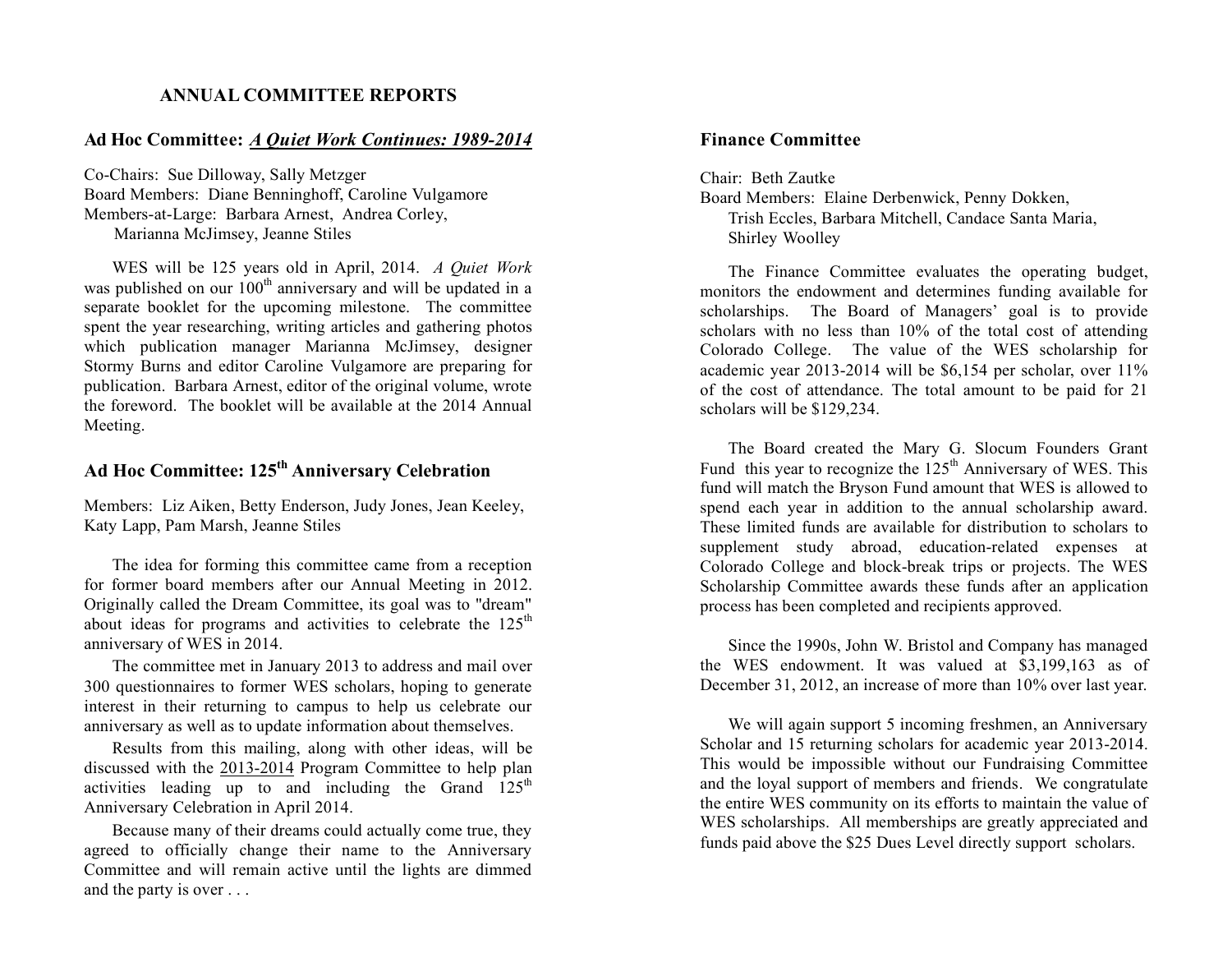# ANNUAL COMMITTEE REPORTS

## Ad Hoc Committee: *A Quiet Work Continues: 1989-2014*

Co-Chairs: Sue Dilloway, Sally Metzger
Board Members: Diane Benninghoff, Caroline Vulgamore
Members-at-Large: Barbara Arnest, Andrea Corley, Marianna McJimsey, Jeanne Stiles

WES will be 125 years old in April, 2014. *A Quiet Work* was published on our 100th anniversary and will be updated in a separate booklet for the upcoming milestone. The committee spent the year researching, writing articles and gathering photos which publication manager Marianna McJimsey, designer Stormy Burns and editor Caroline Vulgamore are preparing for publication. Barbara Arnest, editor of the original volume, wrote the foreword. The booklet will be available at the 2014 Annual Meeting.

## Ad Hoc Committee: 125th Anniversary Celebration

Members: Liz Aiken, Betty Enderson, Judy Jones, Jean Keeley, Katy Lapp, Pam Marsh, Jeanne Stiles

The idea for forming this committee came from a reception for former board members after our Annual Meeting in 2012. Originally called the Dream Committee, its goal was to "dream" about ideas for programs and activities to celebrate the 125th anniversary of WES in 2014.

The committee met in January 2013 to address and mail over 300 questionnaires to former WES scholars, hoping to generate interest in their returning to campus to help us celebrate our anniversary as well as to update information about themselves.

Results from this mailing, along with other ideas, will be discussed with the 2013-2014 Program Committee to help plan activities leading up to and including the Grand 125th Anniversary Celebration in April 2014.

Because many of their dreams could actually come true, they agreed to officially change their name to the Anniversary Committee and will remain active until the lights are dimmed and the party is over . . .

## Finance Committee

Chair: Beth Zautke
Board Members: Elaine Derbenwick, Penny Dokken, Trish Eccles, Barbara Mitchell, Candace Santa Maria, Shirley Woolley

The Finance Committee evaluates the operating budget, monitors the endowment and determines funding available for scholarships. The Board of Managers' goal is to provide scholars with no less than 10% of the total cost of attending Colorado College. The value of the WES scholarship for academic year 2013-2014 will be $6,154 per scholar, over 11% of the cost of attendance. The total amount to be paid for 21 scholars will be $129,234.

The Board created the Mary G. Slocum Founders Grant Fund this year to recognize the 125th Anniversary of WES. This fund will match the Bryson Fund amount that WES is allowed to spend each year in addition to the annual scholarship award. These limited funds are available for distribution to scholars to supplement study abroad, education-related expenses at Colorado College and block-break trips or projects. The WES Scholarship Committee awards these funds after an application process has been completed and recipients approved.

Since the 1990s, John W. Bristol and Company has managed the WES endowment. It was valued at $3,199,163 as of December 31, 2012, an increase of more than 10% over last year.

We will again support 5 incoming freshmen, an Anniversary Scholar and 15 returning scholars for academic year 2013-2014. This would be impossible without our Fundraising Committee and the loyal support of members and friends. We congratulate the entire WES community on its efforts to maintain the value of WES scholarships. All memberships are greatly appreciated and funds paid above the $25 Dues Level directly support scholars.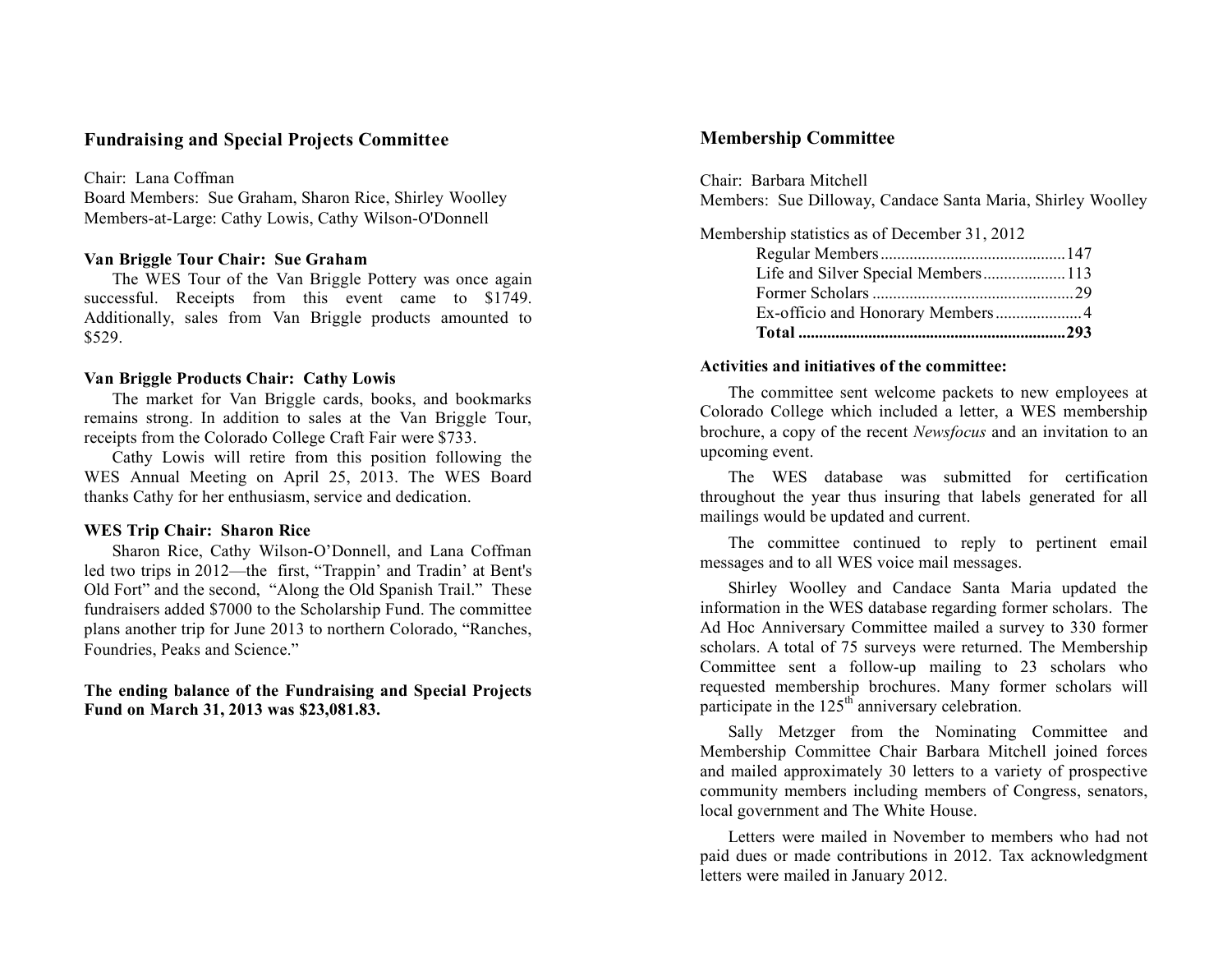## Fundraising and Special Projects Committee

Chair: Lana Coffman
Board Members: Sue Graham, Sharon Rice, Shirley Woolley
Members-at-Large: Cathy Lowis, Cathy Wilson-O'Donnell

**Van Briggle Tour Chair: Sue Graham**

The WES Tour of the Van Briggle Pottery was once again successful. Receipts from this event came to $1749. Additionally, sales from Van Briggle products amounted to $529.

**Van Briggle Products Chair: Cathy Lowis**

The market for Van Briggle cards, books, and bookmarks remains strong. In addition to sales at the Van Briggle Tour, receipts from the Colorado College Craft Fair were $733.

Cathy Lowis will retire from this position following the WES Annual Meeting on April 25, 2013. The WES Board thanks Cathy for her enthusiasm, service and dedication.

**WES Trip Chair: Sharon Rice**

Sharon Rice, Cathy Wilson-O'Donnell, and Lana Coffman led two trips in 2012—the first, "Trappin' and Tradin' at Bent's Old Fort" and the second, "Along the Old Spanish Trail." These fundraisers added $7000 to the Scholarship Fund. The committee plans another trip for June 2013 to northern Colorado, "Ranches, Foundries, Peaks and Science."

**The ending balance of the Fundraising and Special Projects Fund on March 31, 2013 was $23,081.83.**

## Membership Committee

Chair: Barbara Mitchell
Members: Sue Dilloway, Candace Santa Maria, Shirley Woolley

Membership statistics as of December 31, 2012

| Category | Count |
| --- | --- |
| Regular Members | 147 |
| Life and Silver Special Members | 113 |
| Former Scholars | 29 |
| Ex-officio and Honorary Members | 4 |
| **Total** | **293** |

**Activities and initiatives of the committee:**

The committee sent welcome packets to new employees at Colorado College which included a letter, a WES membership brochure, a copy of the recent *Newsfocus* and an invitation to an upcoming event.

The WES database was submitted for certification throughout the year thus insuring that labels generated for all mailings would be updated and current.

The committee continued to reply to pertinent email messages and to all WES voice mail messages.

Shirley Woolley and Candace Santa Maria updated the information in the WES database regarding former scholars. The Ad Hoc Anniversary Committee mailed a survey to 330 former scholars. A total of 75 surveys were returned. The Membership Committee sent a follow-up mailing to 23 scholars who requested membership brochures. Many former scholars will participate in the 125th anniversary celebration.

Sally Metzger from the Nominating Committee and Membership Committee Chair Barbara Mitchell joined forces and mailed approximately 30 letters to a variety of prospective community members including members of Congress, senators, local government and The White House.

Letters were mailed in November to members who had not paid dues or made contributions in 2012. Tax acknowledgment letters were mailed in January 2012.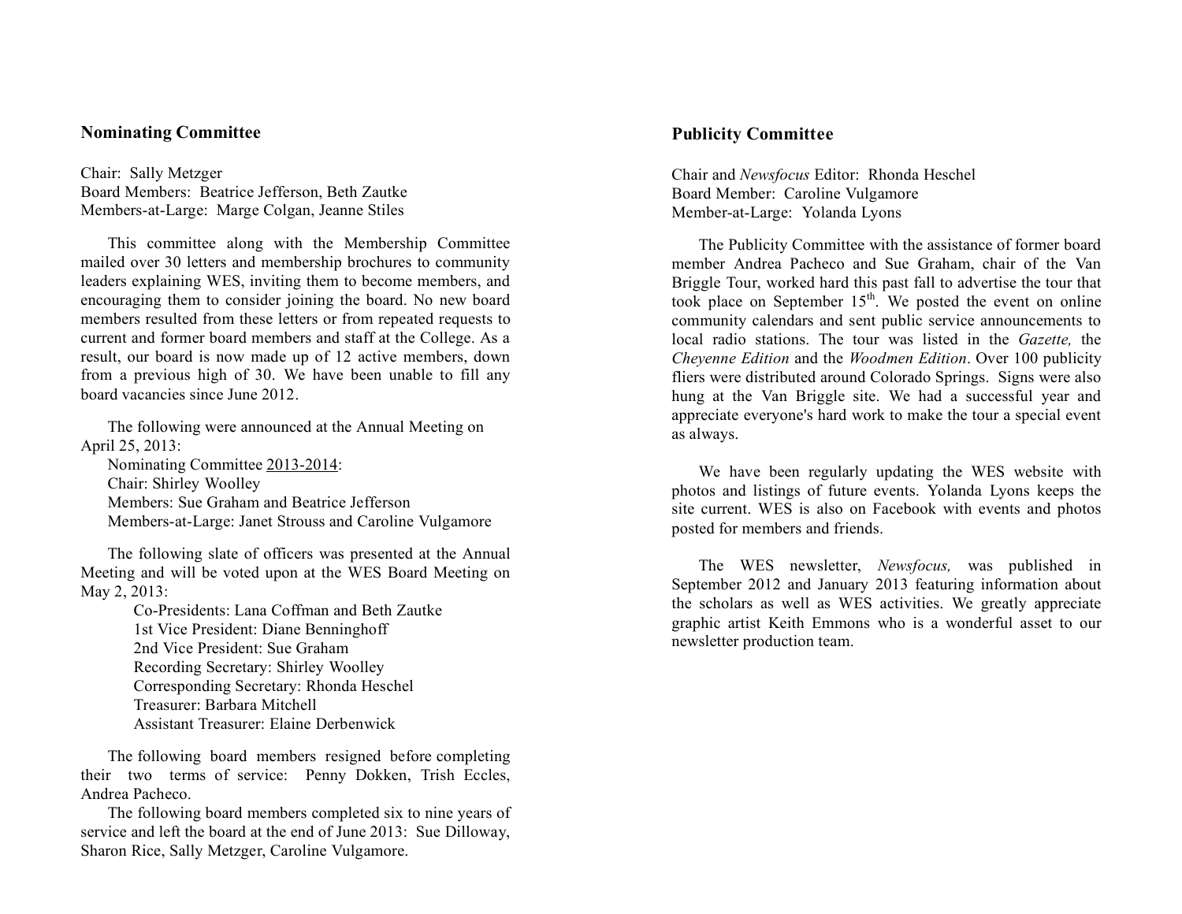## Nominating Committee

Chair: Sally Metzger
Board Members: Beatrice Jefferson, Beth Zautke
Members-at-Large: Marge Colgan, Jeanne Stiles

This committee along with the Membership Committee mailed over 30 letters and membership brochures to community leaders explaining WES, inviting them to become members, and encouraging them to consider joining the board. No new board members resulted from these letters or from repeated requests to current and former board members and staff at the College. As a result, our board is now made up of 12 active members, down from a previous high of 30. We have been unable to fill any board vacancies since June 2012.

The following were announced at the Annual Meeting on April 25, 2013:

Nominating Committee 2013-2014:
Chair: Shirley Woolley
Members: Sue Graham and Beatrice Jefferson
Members-at-Large: Janet Strouss and Caroline Vulgamore

The following slate of officers was presented at the Annual Meeting and will be voted upon at the WES Board Meeting on May 2, 2013:

Co-Presidents: Lana Coffman and Beth Zautke
1st Vice President: Diane Benninghoff
2nd Vice President: Sue Graham
Recording Secretary: Shirley Woolley
Corresponding Secretary: Rhonda Heschel
Treasurer: Barbara Mitchell
Assistant Treasurer: Elaine Derbenwick

The following board members resigned before completing their two terms of service: Penny Dokken, Trish Eccles, Andrea Pacheco.

The following board members completed six to nine years of service and left the board at the end of June 2013: Sue Dilloway, Sharon Rice, Sally Metzger, Caroline Vulgamore.

## Publicity Committee

Chair and *Newsfocus* Editor: Rhonda Heschel
Board Member: Caroline Vulgamore
Member-at-Large: Yolanda Lyons

The Publicity Committee with the assistance of former board member Andrea Pacheco and Sue Graham, chair of the Van Briggle Tour, worked hard this past fall to advertise the tour that took place on September 15th. We posted the event on online community calendars and sent public service announcements to local radio stations. The tour was listed in the *Gazette,* the *Cheyenne Edition* and the *Woodmen Edition*. Over 100 publicity fliers were distributed around Colorado Springs. Signs were also hung at the Van Briggle site. We had a successful year and appreciate everyone's hard work to make the tour a special event as always.

We have been regularly updating the WES website with photos and listings of future events. Yolanda Lyons keeps the site current. WES is also on Facebook with events and photos posted for members and friends.

The WES newsletter, *Newsfocus,* was published in September 2012 and January 2013 featuring information about the scholars as well as WES activities. We greatly appreciate graphic artist Keith Emmons who is a wonderful asset to our newsletter production team.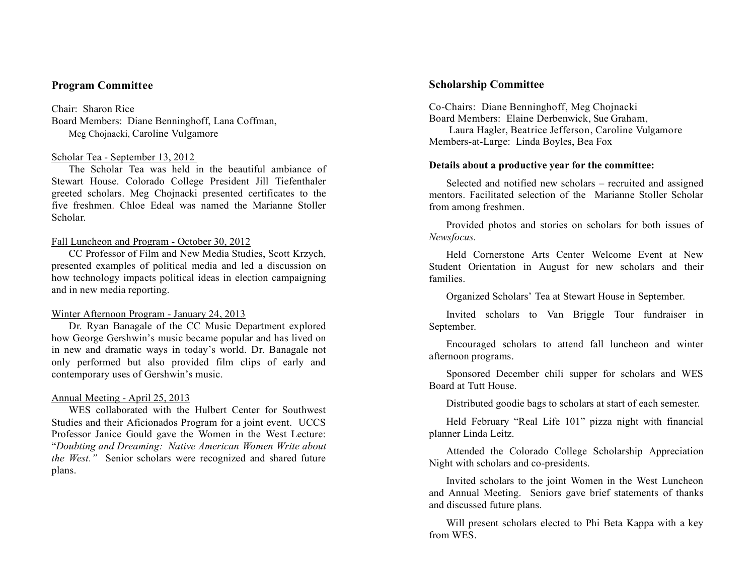## Program Committee

Chair: Sharon Rice
Board Members: Diane Benninghoff, Lana Coffman, Meg Chojnacki, Caroline Vulgamore

Scholar Tea - September 13, 2012

The Scholar Tea was held in the beautiful ambiance of Stewart House. Colorado College President Jill Tiefenthaler greeted scholars. Meg Chojnacki presented certificates to the five freshmen. Chloe Edeal was named the Marianne Stoller Scholar.

Fall Luncheon and Program - October 30, 2012

CC Professor of Film and New Media Studies, Scott Krzych, presented examples of political media and led a discussion on how technology impacts political ideas in election campaigning and in new media reporting.

Winter Afternoon Program - January 24, 2013

Dr. Ryan Banagale of the CC Music Department explored how George Gershwin's music became popular and has lived on in new and dramatic ways in today's world. Dr. Banagale not only performed but also provided film clips of early and contemporary uses of Gershwin's music.

Annual Meeting - April 25, 2013

WES collaborated with the Hulbert Center for Southwest Studies and their Aficionados Program for a joint event. UCCS Professor Janice Gould gave the Women in the West Lecture: "*Doubting and Dreaming: Native American Women Write about the West.*" Senior scholars were recognized and shared future plans.

## Scholarship Committee

Co-Chairs: Diane Benninghoff, Meg Chojnacki
Board Members: Elaine Derbenwick, Sue Graham, Laura Hagler, Beatrice Jefferson, Caroline Vulgamore
Members-at-Large: Linda Boyles, Bea Fox

**Details about a productive year for the committee:**

Selected and notified new scholars – recruited and assigned mentors. Facilitated selection of the Marianne Stoller Scholar from among freshmen.

Provided photos and stories on scholars for both issues of *Newsfocus.*

Held Cornerstone Arts Center Welcome Event at New Student Orientation in August for new scholars and their families.

Organized Scholars' Tea at Stewart House in September.

Invited scholars to Van Briggle Tour fundraiser in September.

Encouraged scholars to attend fall luncheon and winter afternoon programs.

Sponsored December chili supper for scholars and WES Board at Tutt House.

Distributed goodie bags to scholars at start of each semester.

Held February "Real Life 101" pizza night with financial planner Linda Leitz.

Attended the Colorado College Scholarship Appreciation Night with scholars and co-presidents.

Invited scholars to the joint Women in the West Luncheon and Annual Meeting. Seniors gave brief statements of thanks and discussed future plans.

Will present scholars elected to Phi Beta Kappa with a key from WES.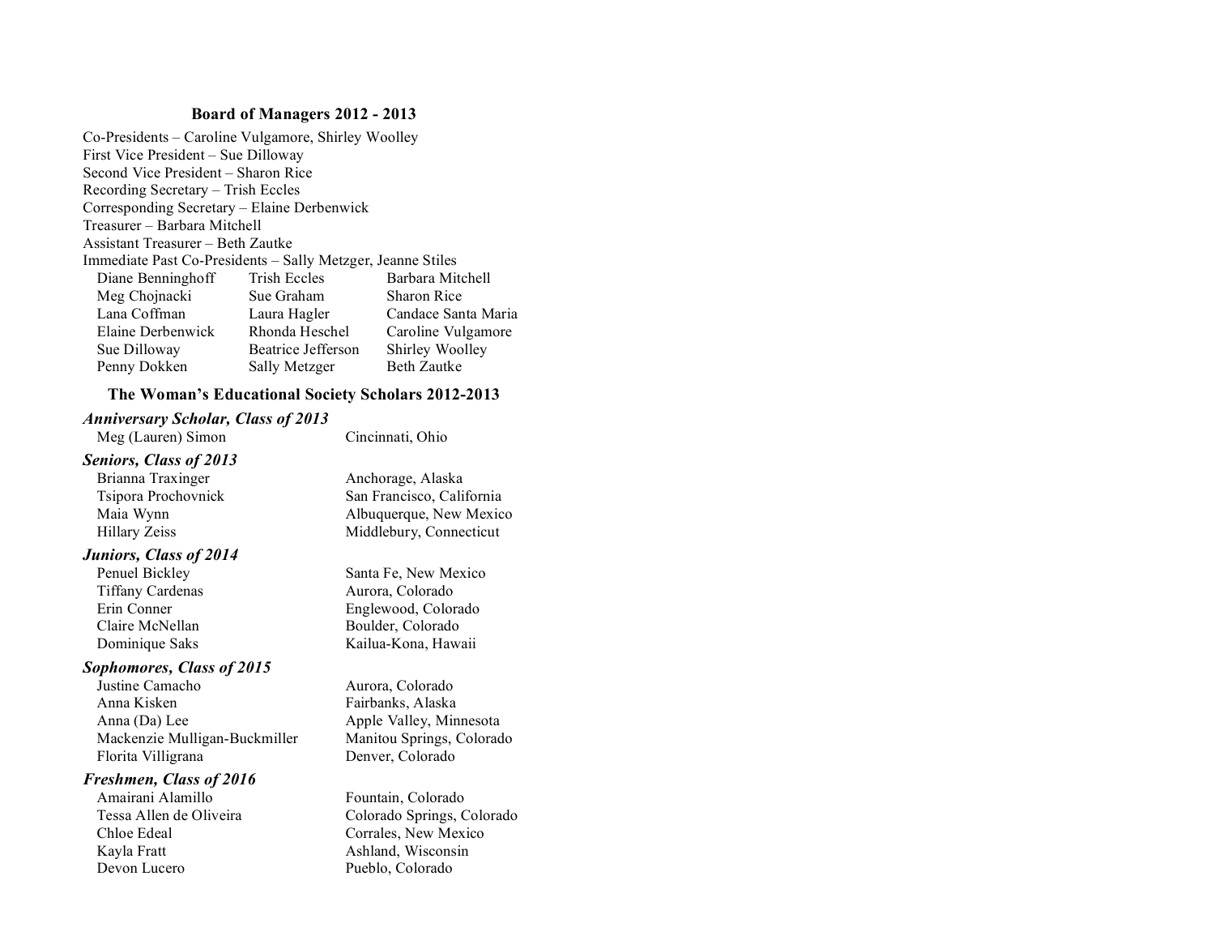## Board of Managers 2012 - 2013

Co-Presidents – Caroline Vulgamore, Shirley Woolley
First Vice President – Sue Dilloway
Second Vice President – Sharon Rice
Recording Secretary – Trish Eccles
Corresponding Secretary – Elaine Derbenwick
Treasurer – Barbara Mitchell
Assistant Treasurer – Beth Zautke
Immediate Past Co-Presidents – Sally Metzger, Jeanne Stiles

| | | |
|---|---|---|
| Diane Benninghoff | Trish Eccles | Barbara Mitchell |
| Meg Chojnacki | Sue Graham | Sharon Rice |
| Lana Coffman | Laura Hagler | Candace Santa Maria |
| Elaine Derbenwick | Rhonda Heschel | Caroline Vulgamore |
| Sue Dilloway | Beatrice Jefferson | Shirley Woolley |
| Penny Dokken | Sally Metzger | Beth Zautke |

## The Woman's Educational Society Scholars 2012-2013

### *Anniversary Scholar, Class of 2013*

| | |
|---|---|
| Meg (Lauren) Simon | Cincinnati, Ohio |

### *Seniors, Class of 2013*

| | |
|---|---|
| Brianna Traxinger | Anchorage, Alaska |
| Tsipora Prochovnick | San Francisco, California |
| Maia Wynn | Albuquerque, New Mexico |
| Hillary Zeiss | Middlebury, Connecticut |

### *Juniors, Class of 2014*

| | |
|---|---|
| Penuel Bickley | Santa Fe, New Mexico |
| Tiffany Cardenas | Aurora, Colorado |
| Erin Conner | Englewood, Colorado |
| Claire McNellan | Boulder, Colorado |
| Dominique Saks | Kailua-Kona, Hawaii |

### *Sophomores, Class of 2015*

| | |
|---|---|
| Justine Camacho | Aurora, Colorado |
| Anna Kisken | Fairbanks, Alaska |
| Anna (Da) Lee | Apple Valley, Minnesota |
| Mackenzie Mulligan-Buckmiller | Manitou Springs, Colorado |
| Florita Villigrana | Denver, Colorado |

### *Freshmen, Class of 2016*

| | |
|---|---|
| Amairani Alamillo | Fountain, Colorado |
| Tessa Allen de Oliveira | Colorado Springs, Colorado |
| Chloe Edeal | Corrales, New Mexico |
| Kayla Fratt | Ashland, Wisconsin |
| Devon Lucero | Pueblo, Colorado |